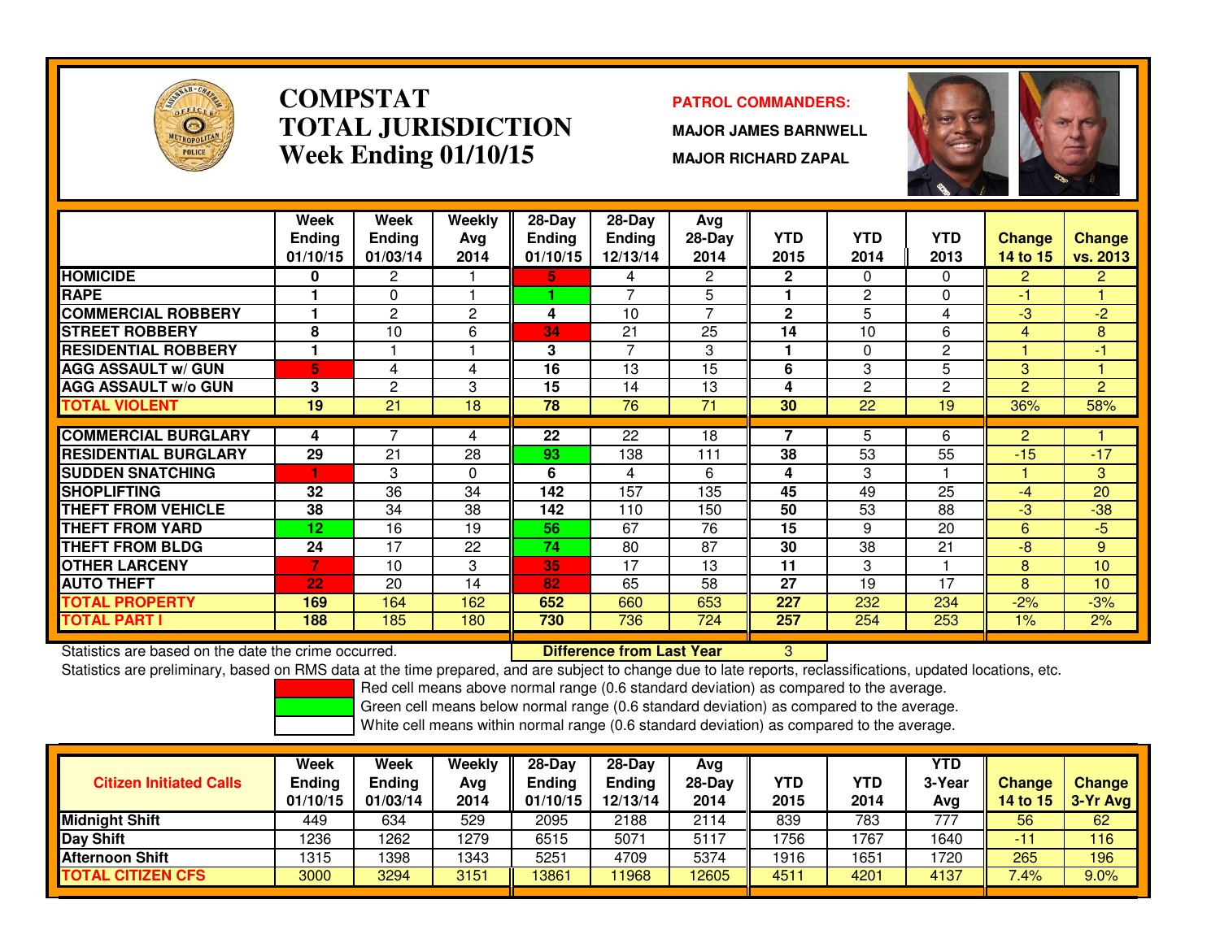# COMPSTAT
# TOTAL JURISDICTION
## Week Ending 01/10/15

**PATROL COMMANDERS:**

**MAJOR JAMES BARNWELL**

**MAJOR RICHARD ZAPAL**

| | Week Ending 01/10/15 | Week Ending 01/03/14 | Weekly Avg 2014 | 28-Day Ending 01/10/15 | 28-Day Ending 12/13/14 | Avg 28-Day 2014 | YTD 2015 | YTD 2014 | YTD 2013 | Change 14 to 15 | Change vs. 2013 |
|---|---|---|---|---|---|---|---|---|---|---|---|
| HOMICIDE | 0 | 2 | 1 | 5 | 4 | 2 | 2 | 0 | 0 | 2 | 2 |
| RAPE | 1 | 0 | 1 | 1 | 7 | 5 | 1 | 2 | 0 | -1 | 1 |
| COMMERCIAL ROBBERY | 1 | 2 | 2 | 4 | 10 | 7 | 2 | 5 | 4 | -3 | -2 |
| STREET ROBBERY | 8 | 10 | 6 | 34 | 21 | 25 | 14 | 10 | 6 | 4 | 8 |
| RESIDENTIAL ROBBERY | 1 | 1 | 1 | 3 | 7 | 3 | 1 | 0 | 2 | 1 | -1 |
| AGG ASSAULT w/ GUN | 5 | 4 | 4 | 16 | 13 | 15 | 6 | 3 | 5 | 3 | 1 |
| AGG ASSAULT w/o GUN | 3 | 2 | 3 | 15 | 14 | 13 | 4 | 2 | 2 | 2 | 2 |
| TOTAL VIOLENT | 19 | 21 | 18 | 78 | 76 | 71 | 30 | 22 | 19 | 36% | 58% |
| COMMERCIAL BURGLARY | 4 | 7 | 4 | 22 | 22 | 18 | 7 | 5 | 6 | 2 | 1 |
| RESIDENTIAL BURGLARY | 29 | 21 | 28 | 93 | 138 | 111 | 38 | 53 | 55 | -15 | -17 |
| SUDDEN SNATCHING | 1 | 3 | 0 | 6 | 4 | 6 | 4 | 3 | 1 | 1 | 3 |
| SHOPLIFTING | 32 | 36 | 34 | 142 | 157 | 135 | 45 | 49 | 25 | -4 | 20 |
| THEFT FROM VEHICLE | 38 | 34 | 38 | 142 | 110 | 150 | 50 | 53 | 88 | -3 | -38 |
| THEFT FROM YARD | 12 | 16 | 19 | 56 | 67 | 76 | 15 | 9 | 20 | 6 | -5 |
| THEFT FROM BLDG | 24 | 17 | 22 | 74 | 80 | 87 | 30 | 38 | 21 | -8 | 9 |
| OTHER LARCENY | 7 | 10 | 3 | 35 | 17 | 13 | 11 | 3 | 1 | 8 | 10 |
| AUTO THEFT | 22 | 20 | 14 | 82 | 65 | 58 | 27 | 19 | 17 | 8 | 10 |
| TOTAL PROPERTY | 169 | 164 | 162 | 652 | 660 | 653 | 227 | 232 | 234 | -2% | -3% |
| TOTAL PART I | 188 | 185 | 180 | 730 | 736 | 724 | 257 | 254 | 253 | 1% | 2% |

Statistics are based on the date the crime occurred. **Difference from Last Year** 3

Statistics are preliminary, based on RMS data at the time prepared, and are subject to change due to late reports, reclassifications, updated locations, etc.

Red cell means above normal range (0.6 standard deviation) as compared to the average.
Green cell means below normal range (0.6 standard deviation) as compared to the average.
White cell means within normal range (0.6 standard deviation) as compared to the average.

| Citizen Initiated Calls | Week Ending 01/10/15 | Week Ending 01/03/14 | Weekly Avg 2014 | 28-Day Ending 01/10/15 | 28-Day Ending 12/13/14 | Avg 28-Day 2014 | YTD 2015 | YTD 2014 | YTD 3-Year Avg | Change 14 to 15 | Change 3-Yr Avg |
|---|---|---|---|---|---|---|---|---|---|---|---|
| Midnight Shift | 449 | 634 | 529 | 2095 | 2188 | 2114 | 839 | 783 | 777 | 56 | 62 |
| Day Shift | 1236 | 1262 | 1279 | 6515 | 5071 | 5117 | 1756 | 1767 | 1640 | -11 | 116 |
| Afternoon Shift | 1315 | 1398 | 1343 | 5251 | 4709 | 5374 | 1916 | 1651 | 1720 | 265 | 196 |
| TOTAL CITIZEN CFS | 3000 | 3294 | 3151 | 13861 | 11968 | 12605 | 4511 | 4201 | 4137 | 7.4% | 9.0% |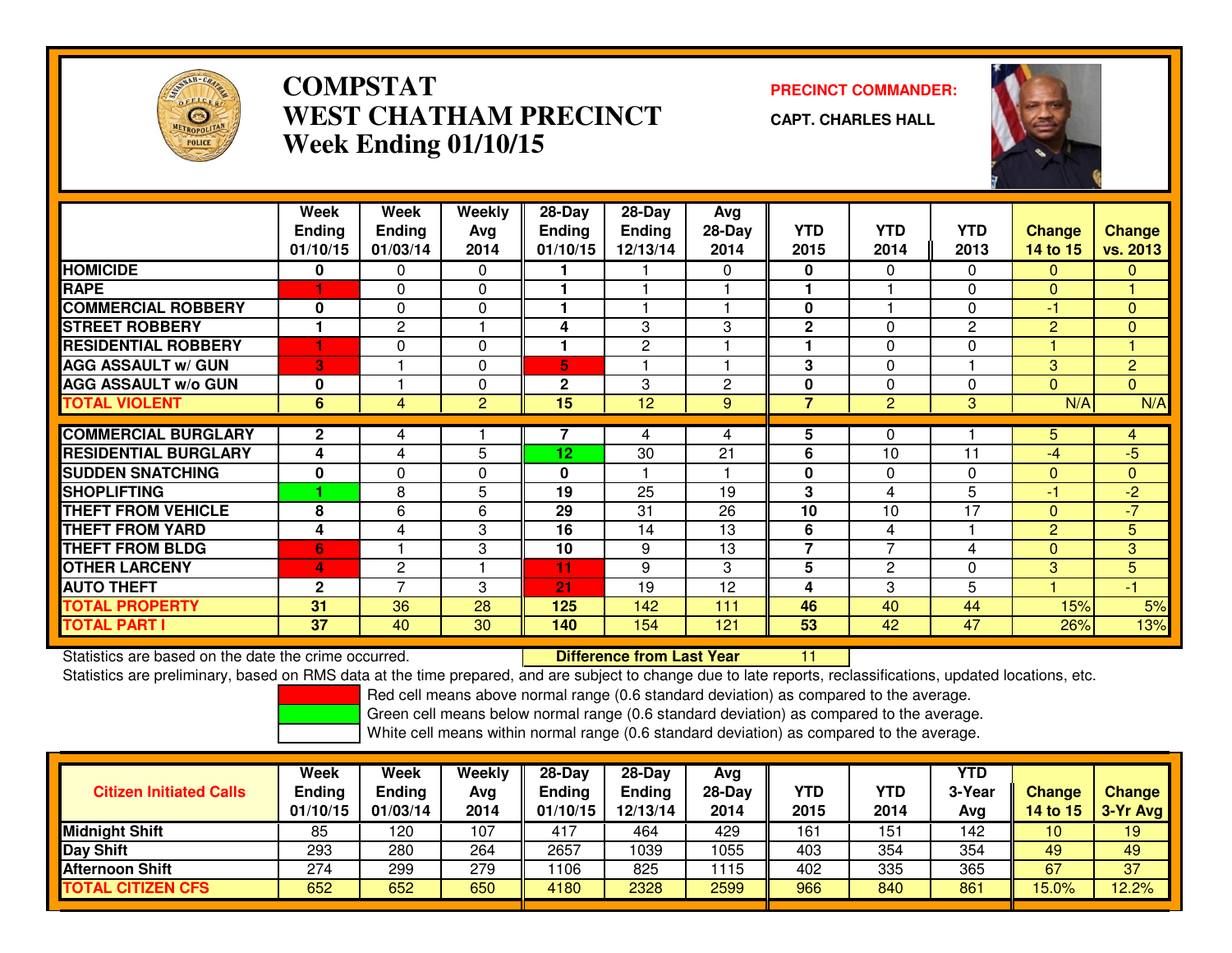# COMPSTAT
# WEST CHATHAM PRECINCT
# Week Ending 01/10/15

**PRECINCT COMMANDER:**

**CAPT. CHARLES HALL**

| | Week Ending 01/10/15 | Week Ending 01/03/14 | Weekly Avg 2014 | 28-Day Ending 01/10/15 | 28-Day Ending 12/13/14 | Avg 28-Day 2014 | YTD 2015 | YTD 2014 | YTD 2013 | Change 14 to 15 | Change vs. 2013 |
|---|---|---|---|---|---|---|---|---|---|---|---|
| HOMICIDE | 0 | 0 | 0 | 1 | 1 | 0 | 0 | 0 | 0 | 0 | 0 |
| RAPE | 1 | 0 | 0 | 1 | 1 | 1 | 1 | 1 | 0 | 0 | 1 |
| COMMERCIAL ROBBERY | 0 | 0 | 0 | 1 | 1 | 1 | 0 | 1 | 0 | -1 | 0 |
| STREET ROBBERY | 1 | 2 | 1 | 4 | 3 | 3 | 2 | 0 | 2 | 2 | 0 |
| RESIDENTIAL ROBBERY | 1 | 0 | 0 | 1 | 2 | 1 | 1 | 0 | 0 | 1 | 1 |
| AGG ASSAULT w/ GUN | 3 | 1 | 0 | 5 | 1 | 1 | 3 | 0 | 1 | 3 | 2 |
| AGG ASSAULT w/o GUN | 0 | 1 | 0 | 2 | 3 | 2 | 0 | 0 | 0 | 0 | 0 |
| TOTAL VIOLENT | 6 | 4 | 2 | 15 | 12 | 9 | 7 | 2 | 3 | N/A | N/A |
| COMMERCIAL BURGLARY | 2 | 4 | 1 | 7 | 4 | 4 | 5 | 0 | 1 | 5 | 4 |
| RESIDENTIAL BURGLARY | 4 | 4 | 5 | 12 | 30 | 21 | 6 | 10 | 11 | -4 | -5 |
| SUDDEN SNATCHING | 0 | 0 | 0 | 0 | 1 | 1 | 0 | 0 | 0 | 0 | 0 |
| SHOPLIFTING | 1 | 8 | 5 | 19 | 25 | 19 | 3 | 4 | 5 | -1 | -2 |
| THEFT FROM VEHICLE | 8 | 6 | 6 | 29 | 31 | 26 | 10 | 10 | 17 | 0 | -7 |
| THEFT FROM YARD | 4 | 4 | 3 | 16 | 14 | 13 | 6 | 4 | 1 | 2 | 5 |
| THEFT FROM BLDG | 6 | 1 | 3 | 10 | 9 | 13 | 7 | 7 | 4 | 0 | 3 |
| OTHER LARCENY | 4 | 2 | 1 | 11 | 9 | 3 | 5 | 2 | 0 | 3 | 5 |
| AUTO THEFT | 2 | 7 | 3 | 21 | 19 | 12 | 4 | 3 | 5 | 1 | -1 |
| TOTAL PROPERTY | 31 | 36 | 28 | 125 | 142 | 111 | 46 | 40 | 44 | 15% | 5% |
| TOTAL PART I | 37 | 40 | 30 | 140 | 154 | 121 | 53 | 42 | 47 | 26% | 13% |

Statistics are based on the date the crime occurred. **Difference from Last Year** 11

Statistics are preliminary, based on RMS data at the time prepared, and are subject to change due to late reports, reclassifications, updated locations, etc.

Red cell means above normal range (0.6 standard deviation) as compared to the average.
Green cell means below normal range (0.6 standard deviation) as compared to the average.
White cell means within normal range (0.6 standard deviation) as compared to the average.

| Citizen Initiated Calls | Week Ending 01/10/15 | Week Ending 01/03/14 | Weekly Avg 2014 | 28-Day Ending 01/10/15 | 28-Day Ending 12/13/14 | Avg 28-Day 2014 | YTD 2015 | YTD 2014 | YTD 3-Year Avg | Change 14 to 15 | Change 3-Yr Avg |
|---|---|---|---|---|---|---|---|---|---|---|---|
| Midnight Shift | 85 | 120 | 107 | 417 | 464 | 429 | 161 | 151 | 142 | 10 | 19 |
| Day Shift | 293 | 280 | 264 | 2657 | 1039 | 1055 | 403 | 354 | 354 | 49 | 49 |
| Afternoon Shift | 274 | 299 | 279 | 1106 | 825 | 1115 | 402 | 335 | 365 | 67 | 37 |
| TOTAL CITIZEN CFS | 652 | 652 | 650 | 4180 | 2328 | 2599 | 966 | 840 | 861 | 15.0% | 12.2% |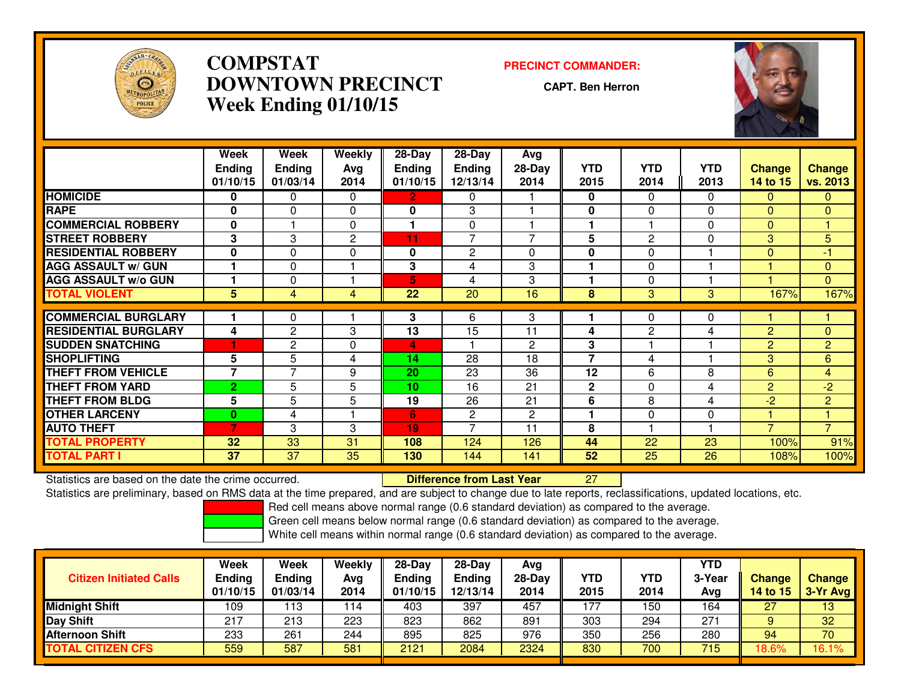# COMPSTAT
# DOWNTOWN PRECINCT
# Week Ending 01/10/15

**PRECINCT COMMANDER:**

**CAPT. Ben Herron**

| | Week Ending 01/10/15 | Week Ending 01/03/14 | Weekly Avg 2014 | 28-Day Ending 01/10/15 | 28-Day Ending 12/13/14 | Avg 28-Day 2014 | YTD 2015 | YTD 2014 | YTD 2013 | Change 14 to 15 | Change vs. 2013 |
|---|---|---|---|---|---|---|---|---|---|---|---|
| HOMICIDE | 0 | 0 | 0 | 2 | 0 | 1 | 0 | 0 | 0 | 0 | 0 |
| RAPE | 0 | 0 | 0 | 0 | 3 | 1 | 0 | 0 | 0 | 0 | 0 |
| COMMERCIAL ROBBERY | 0 | 1 | 0 | 1 | 0 | 1 | 1 | 1 | 0 | 0 | 1 |
| STREET ROBBERY | 3 | 3 | 2 | 11 | 7 | 7 | 5 | 2 | 0 | 3 | 5 |
| RESIDENTIAL ROBBERY | 0 | 0 | 0 | 0 | 2 | 0 | 0 | 0 | 1 | 0 | -1 |
| AGG ASSAULT w/ GUN | 1 | 0 | 1 | 3 | 4 | 3 | 1 | 0 | 1 | 1 | 0 |
| AGG ASSAULT w/o GUN | 1 | 0 | 1 | 5 | 4 | 3 | 1 | 0 | 1 | 1 | 0 |
| TOTAL VIOLENT | 5 | 4 | 4 | 22 | 20 | 16 | 8 | 3 | 3 | 167% | 167% |
| COMMERCIAL BURGLARY | 1 | 0 | 1 | 3 | 6 | 3 | 1 | 0 | 0 | 1 | 1 |
| RESIDENTIAL BURGLARY | 4 | 2 | 3 | 13 | 15 | 11 | 4 | 2 | 4 | 2 | 0 |
| SUDDEN SNATCHING | 1 | 2 | 0 | 4 | 1 | 2 | 3 | 1 | 1 | 2 | 2 |
| SHOPLIFTING | 5 | 5 | 4 | 14 | 28 | 18 | 7 | 4 | 1 | 3 | 6 |
| THEFT FROM VEHICLE | 7 | 7 | 9 | 20 | 23 | 36 | 12 | 6 | 8 | 6 | 4 |
| THEFT FROM YARD | 2 | 5 | 5 | 10 | 16 | 21 | 2 | 0 | 4 | 2 | -2 |
| THEFT FROM BLDG | 5 | 5 | 5 | 19 | 26 | 21 | 6 | 8 | 4 | -2 | 2 |
| OTHER LARCENY | 0 | 4 | 1 | 6 | 2 | 2 | 1 | 0 | 0 | 1 | 1 |
| AUTO THEFT | 7 | 3 | 3 | 19 | 7 | 11 | 8 | 1 | 1 | 7 | 7 |
| TOTAL PROPERTY | 32 | 33 | 31 | 108 | 124 | 126 | 44 | 22 | 23 | 100% | 91% |
| TOTAL PART I | 37 | 37 | 35 | 130 | 144 | 141 | 52 | 25 | 26 | 108% | 100% |

Statistics are based on the date the crime occurred. **Difference from Last Year** 27

Statistics are preliminary, based on RMS data at the time prepared, and are subject to change due to late reports, reclassifications, updated locations, etc.

Red cell means above normal range (0.6 standard deviation) as compared to the average.
Green cell means below normal range (0.6 standard deviation) as compared to the average.
White cell means within normal range (0.6 standard deviation) as compared to the average.

| Citizen Initiated Calls | Week Ending 01/10/15 | Week Ending 01/03/14 | Weekly Avg 2014 | 28-Day Ending 01/10/15 | 28-Day Ending 12/13/14 | Avg 28-Day 2014 | YTD 2015 | YTD 2014 | YTD 3-Year Avg | Change 14 to 15 | Change 3-Yr Avg |
|---|---|---|---|---|---|---|---|---|---|---|---|
| Midnight Shift | 109 | 113 | 114 | 403 | 397 | 457 | 177 | 150 | 164 | 27 | 13 |
| Day Shift | 217 | 213 | 223 | 823 | 862 | 891 | 303 | 294 | 271 | 9 | 32 |
| Afternoon Shift | 233 | 261 | 244 | 895 | 825 | 976 | 350 | 256 | 280 | 94 | 70 |
| TOTAL CITIZEN CFS | 559 | 587 | 581 | 2121 | 2084 | 2324 | 830 | 700 | 715 | 18.6% | 16.1% |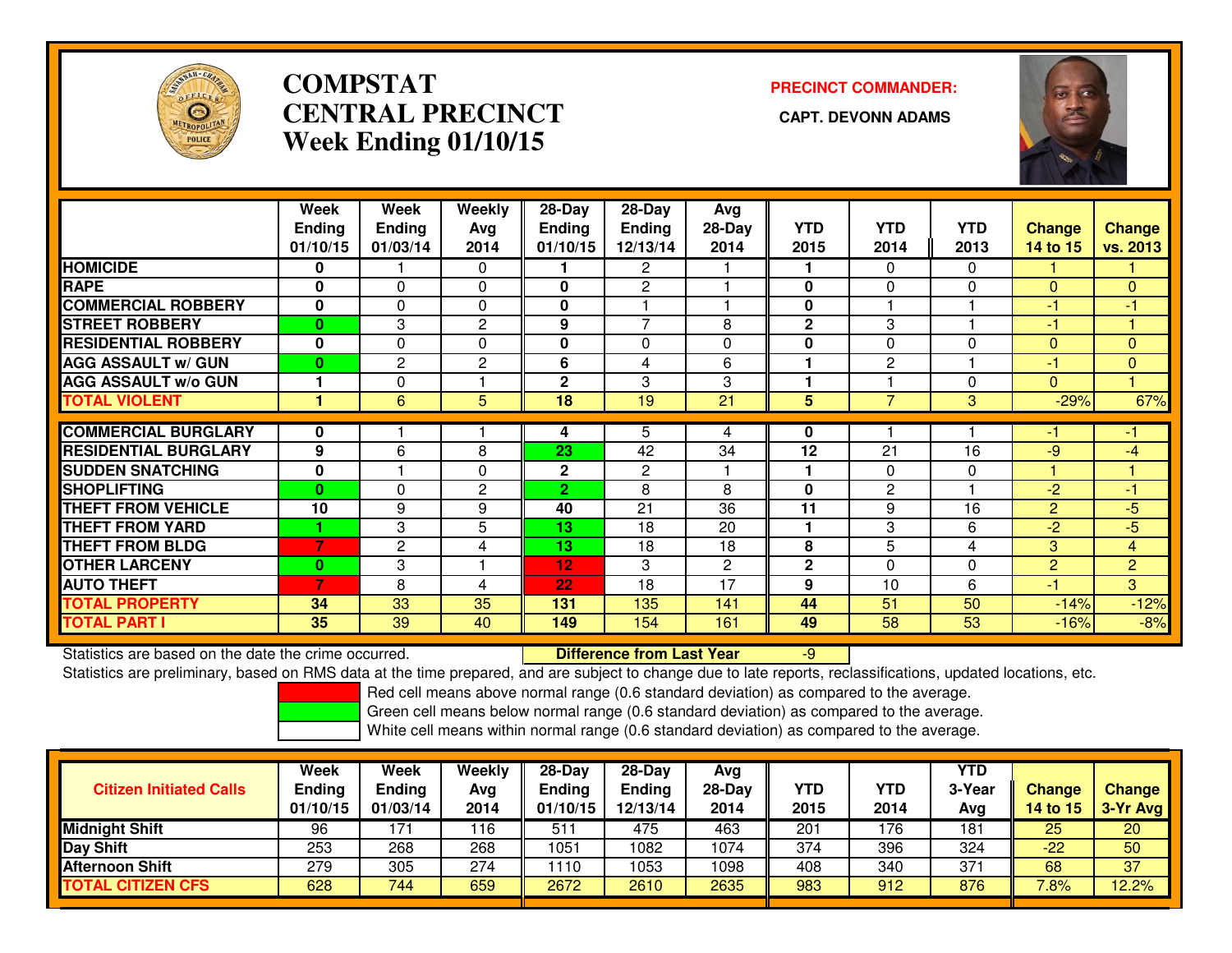# COMPSTAT
# CENTRAL PRECINCT
## Week Ending 01/10/15

**PRECINCT COMMANDER:**

**CAPT. DEVONN ADAMS**

| | Week Ending 01/10/15 | Week Ending 01/03/14 | Weekly Avg 2014 | 28-Day Ending 01/10/15 | 28-Day Ending 12/13/14 | Avg 28-Day 2014 | YTD 2015 | YTD 2014 | YTD 2013 | Change 14 to 15 | Change vs. 2013 |
|---|---|---|---|---|---|---|---|---|---|---|---|
| HOMICIDE | 0 | 1 | 0 | 1 | 2 | 1 | 1 | 0 | 0 | 1 | 1 |
| RAPE | 0 | 0 | 0 | 0 | 2 | 1 | 0 | 0 | 0 | 0 | 0 |
| COMMERCIAL ROBBERY | 0 | 0 | 0 | 0 | 1 | 1 | 0 | 1 | 1 | -1 | -1 |
| STREET ROBBERY | 0 | 3 | 2 | 9 | 7 | 8 | 2 | 3 | 1 | -1 | 1 |
| RESIDENTIAL ROBBERY | 0 | 0 | 0 | 0 | 0 | 0 | 0 | 0 | 0 | 0 | 0 |
| AGG ASSAULT w/ GUN | 0 | 2 | 2 | 6 | 4 | 6 | 1 | 2 | 1 | -1 | 0 |
| AGG ASSAULT w/o GUN | 1 | 0 | 1 | 2 | 3 | 3 | 1 | 1 | 0 | 0 | 1 |
| TOTAL VIOLENT | 1 | 6 | 5 | 18 | 19 | 21 | 5 | 7 | 3 | -29% | 67% |
| COMMERCIAL BURGLARY | 0 | 1 | 1 | 4 | 5 | 4 | 0 | 1 | 1 | -1 | -1 |
| RESIDENTIAL BURGLARY | 9 | 6 | 8 | 23 | 42 | 34 | 12 | 21 | 16 | -9 | -4 |
| SUDDEN SNATCHING | 0 | 1 | 0 | 2 | 2 | 1 | 1 | 0 | 0 | 1 | 1 |
| SHOPLIFTING | 0 | 0 | 2 | 2 | 8 | 8 | 0 | 2 | 1 | -2 | -1 |
| THEFT FROM VEHICLE | 10 | 9 | 9 | 40 | 21 | 36 | 11 | 9 | 16 | 2 | -5 |
| THEFT FROM YARD | 1 | 3 | 5 | 13 | 18 | 20 | 1 | 3 | 6 | -2 | -5 |
| THEFT FROM BLDG | 7 | 2 | 4 | 13 | 18 | 18 | 8 | 5 | 4 | 3 | 4 |
| OTHER LARCENY | 0 | 3 | 1 | 12 | 3 | 2 | 2 | 0 | 0 | 2 | 2 |
| AUTO THEFT | 7 | 8 | 4 | 22 | 18 | 17 | 9 | 10 | 6 | -1 | 3 |
| TOTAL PROPERTY | 34 | 33 | 35 | 131 | 135 | 141 | 44 | 51 | 50 | -14% | -12% |
| TOTAL PART I | 35 | 39 | 40 | 149 | 154 | 161 | 49 | 58 | 53 | -16% | -8% |

Statistics are based on the date the crime occurred. **Difference from Last Year** -9

Statistics are preliminary, based on RMS data at the time prepared, and are subject to change due to late reports, reclassifications, updated locations, etc.

Red cell means above normal range (0.6 standard deviation) as compared to the average.
Green cell means below normal range (0.6 standard deviation) as compared to the average.
White cell means within normal range (0.6 standard deviation) as compared to the average.

| Citizen Initiated Calls | Week Ending 01/10/15 | Week Ending 01/03/14 | Weekly Avg 2014 | 28-Day Ending 01/10/15 | 28-Day Ending 12/13/14 | Avg 28-Day 2014 | YTD 2015 | YTD 2014 | YTD 3-Year Avg | Change 14 to 15 | Change 3-Yr Avg |
|---|---|---|---|---|---|---|---|---|---|---|---|
| Midnight Shift | 96 | 171 | 116 | 511 | 475 | 463 | 201 | 176 | 181 | 25 | 20 |
| Day Shift | 253 | 268 | 268 | 1051 | 1082 | 1074 | 374 | 396 | 324 | -22 | 50 |
| Afternoon Shift | 279 | 305 | 274 | 1110 | 1053 | 1098 | 408 | 340 | 371 | 68 | 37 |
| TOTAL CITIZEN CFS | 628 | 744 | 659 | 2672 | 2610 | 2635 | 983 | 912 | 876 | 7.8% | 12.2% |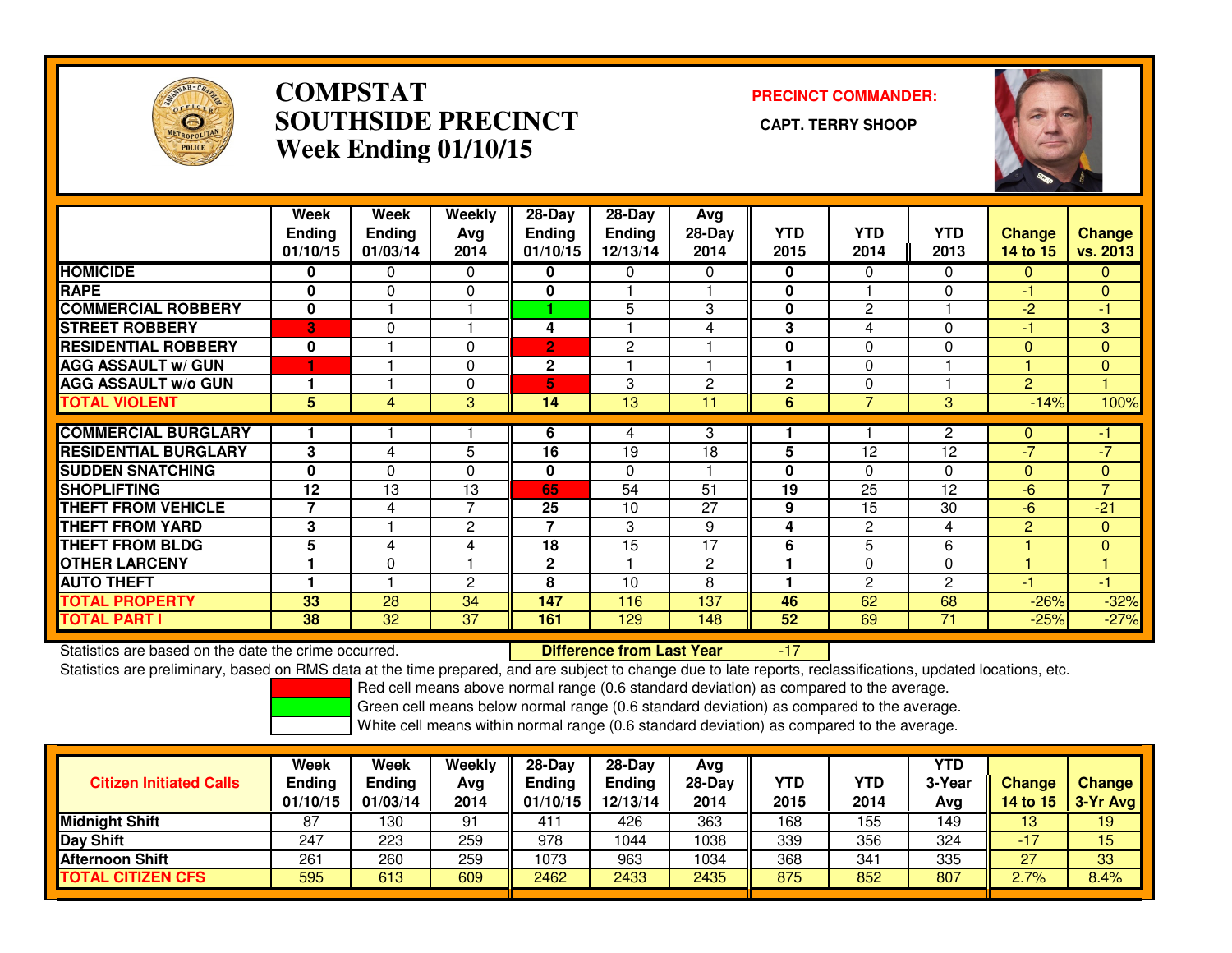# COMPSTAT
# SOUTHSIDE PRECINCT
## Week Ending 01/10/15

**PRECINCT COMMANDER:**

**CAPT. TERRY SHOOP**

| | Week Ending 01/10/15 | Week Ending 01/03/14 | Weekly Avg 2014 | 28-Day Ending 01/10/15 | 28-Day Ending 12/13/14 | Avg 28-Day 2014 | YTD 2015 | YTD 2014 | YTD 2013 | Change 14 to 15 | Change vs. 2013 |
|---|---|---|---|---|---|---|---|---|---|---|---|
| HOMICIDE | 0 | 0 | 0 | 0 | 0 | 0 | 0 | 0 | 0 | 0 | 0 |
| RAPE | 0 | 0 | 0 | 0 | 1 | 1 | 0 | 1 | 0 | -1 | 0 |
| COMMERCIAL ROBBERY | 0 | 1 | 1 | 1 | 5 | 3 | 0 | 2 | 1 | -2 | -1 |
| STREET ROBBERY | 3 | 0 | 1 | 4 | 1 | 4 | 3 | 4 | 0 | -1 | 3 |
| RESIDENTIAL ROBBERY | 0 | 1 | 0 | 2 | 2 | 1 | 0 | 0 | 0 | 0 | 0 |
| AGG ASSAULT w/ GUN | 1 | 1 | 0 | 2 | 1 | 1 | 1 | 0 | 1 | 1 | 0 |
| AGG ASSAULT w/o GUN | 1 | 1 | 0 | 5 | 3 | 2 | 2 | 0 | 1 | 2 | 1 |
| TOTAL VIOLENT | 5 | 4 | 3 | 14 | 13 | 11 | 6 | 7 | 3 | -14% | 100% |
| COMMERCIAL BURGLARY | 1 | 1 | 1 | 6 | 4 | 3 | 1 | 1 | 2 | 0 | -1 |
| RESIDENTIAL BURGLARY | 3 | 4 | 5 | 16 | 19 | 18 | 5 | 12 | 12 | -7 | -7 |
| SUDDEN SNATCHING | 0 | 0 | 0 | 0 | 0 | 1 | 0 | 0 | 0 | 0 | 0 |
| SHOPLIFTING | 12 | 13 | 13 | 65 | 54 | 51 | 19 | 25 | 12 | -6 | 7 |
| THEFT FROM VEHICLE | 7 | 4 | 7 | 25 | 10 | 27 | 9 | 15 | 30 | -6 | -21 |
| THEFT FROM YARD | 3 | 1 | 2 | 7 | 3 | 9 | 4 | 2 | 4 | 2 | 0 |
| THEFT FROM BLDG | 5 | 4 | 4 | 18 | 15 | 17 | 6 | 5 | 6 | 1 | 0 |
| OTHER LARCENY | 1 | 0 | 1 | 2 | 1 | 2 | 1 | 0 | 0 | 1 | 1 |
| AUTO THEFT | 1 | 1 | 2 | 8 | 10 | 8 | 1 | 2 | 2 | -1 | -1 |
| TOTAL PROPERTY | 33 | 28 | 34 | 147 | 116 | 137 | 46 | 62 | 68 | -26% | -32% |
| TOTAL PART I | 38 | 32 | 37 | 161 | 129 | 148 | 52 | 69 | 71 | -25% | -27% |

Statistics are based on the date the crime occurred. **Difference from Last Year** -17

Statistics are preliminary, based on RMS data at the time prepared, and are subject to change due to late reports, reclassifications, updated locations, etc.

Red cell means above normal range (0.6 standard deviation) as compared to the average.

Green cell means below normal range (0.6 standard deviation) as compared to the average.

White cell means within normal range (0.6 standard deviation) as compared to the average.

| Citizen Initiated Calls | Week Ending 01/10/15 | Week Ending 01/03/14 | Weekly Avg 2014 | 28-Day Ending 01/10/15 | 28-Day Ending 12/13/14 | Avg 28-Day 2014 | YTD 2015 | YTD 2014 | YTD 3-Year Avg | Change 14 to 15 | Change 3-Yr Avg |
|---|---|---|---|---|---|---|---|---|---|---|---|
| Midnight Shift | 87 | 130 | 91 | 411 | 426 | 363 | 168 | 155 | 149 | 13 | 19 |
| Day Shift | 247 | 223 | 259 | 978 | 1044 | 1038 | 339 | 356 | 324 | -17 | 15 |
| Afternoon Shift | 261 | 260 | 259 | 1073 | 963 | 1034 | 368 | 341 | 335 | 27 | 33 |
| TOTAL CITIZEN CFS | 595 | 613 | 609 | 2462 | 2433 | 2435 | 875 | 852 | 807 | 2.7% | 8.4% |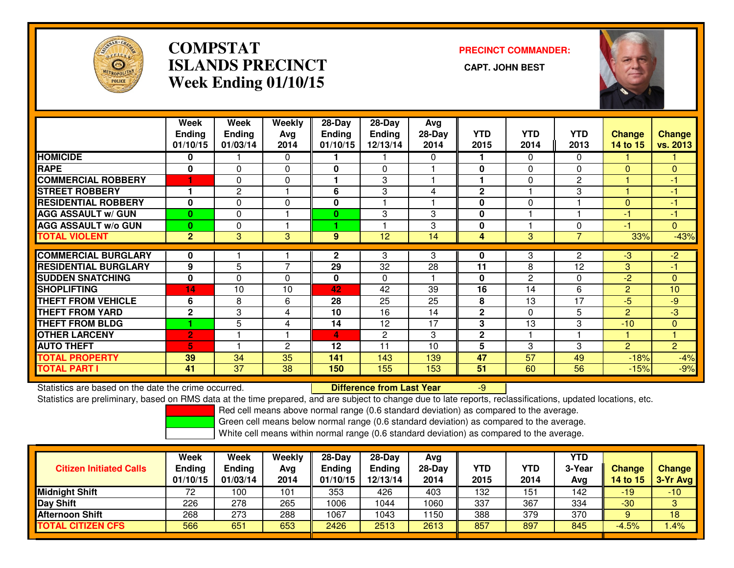# COMPSTAT
# ISLANDS PRECINCT
# Week Ending 01/10/15

**PRECINCT COMMANDER:**

**CAPT. JOHN BEST**

| | Week Ending 01/10/15 | Week Ending 01/03/14 | Weekly Avg 2014 | 28-Day Ending 01/10/15 | 28-Day Ending 12/13/14 | Avg 28-Day 2014 | YTD 2015 | YTD 2014 | YTD 2013 | Change 14 to 15 | Change vs. 2013 |
|---|---|---|---|---|---|---|---|---|---|---|---|
| HOMICIDE | 0 | 1 | 0 | 1 | 1 | 0 | 1 | 0 | 0 | 1 | 1 |
| RAPE | 0 | 0 | 0 | 0 | 0 | 1 | 0 | 0 | 0 | 0 | 0 |
| COMMERCIAL ROBBERY | 1 | 0 | 0 | 1 | 3 | 1 | 1 | 0 | 2 | 1 | -1 |
| STREET ROBBERY | 1 | 2 | 1 | 6 | 3 | 4 | 2 | 1 | 3 | 1 | -1 |
| RESIDENTIAL ROBBERY | 0 | 0 | 0 | 0 | 1 | 1 | 0 | 0 | 1 | 0 | -1 |
| AGG ASSAULT w/ GUN | 0 | 0 | 1 | 0 | 3 | 3 | 0 | 1 | 1 | -1 | -1 |
| AGG ASSAULT w/o GUN | 0 | 0 | 1 | 1 | 1 | 3 | 0 | 1 | 0 | -1 | 0 |
| TOTAL VIOLENT | 2 | 3 | 3 | 9 | 12 | 14 | 4 | 3 | 7 | 33% | -43% |
| COMMERCIAL BURGLARY | 0 | 1 | 1 | 2 | 3 | 3 | 0 | 3 | 2 | -3 | -2 |
| RESIDENTIAL BURGLARY | 9 | 5 | 7 | 29 | 32 | 28 | 11 | 8 | 12 | 3 | -1 |
| SUDDEN SNATCHING | 0 | 0 | 0 | 0 | 0 | 1 | 0 | 2 | 0 | -2 | 0 |
| SHOPLIFTING | 14 | 10 | 10 | 42 | 42 | 39 | 16 | 14 | 6 | 2 | 10 |
| THEFT FROM VEHICLE | 6 | 8 | 6 | 28 | 25 | 25 | 8 | 13 | 17 | -5 | -9 |
| THEFT FROM YARD | 2 | 3 | 4 | 10 | 16 | 14 | 2 | 0 | 5 | 2 | -3 |
| THEFT FROM BLDG | 1 | 5 | 4 | 14 | 12 | 17 | 3 | 13 | 3 | -10 | 0 |
| OTHER LARCENY | 2 | 1 | 1 | 4 | 2 | 3 | 2 | 1 | 1 | 1 | 1 |
| AUTO THEFT | 5 | 1 | 2 | 12 | 11 | 10 | 5 | 3 | 3 | 2 | 2 |
| TOTAL PROPERTY | 39 | 34 | 35 | 141 | 143 | 139 | 47 | 57 | 49 | -18% | -4% |
| TOTAL PART I | 41 | 37 | 38 | 150 | 155 | 153 | 51 | 60 | 56 | -15% | -9% |

Statistics are based on the date the crime occurred. **Difference from Last Year** -9

Statistics are preliminary, based on RMS data at the time prepared, and are subject to change due to late reports, reclassifications, updated locations, etc.

Red cell means above normal range (0.6 standard deviation) as compared to the average.

Green cell means below normal range (0.6 standard deviation) as compared to the average.

White cell means within normal range (0.6 standard deviation) as compared to the average.

| Citizen Initiated Calls | Week Ending 01/10/15 | Week Ending 01/03/14 | Weekly Avg 2014 | 28-Day Ending 01/10/15 | 28-Day Ending 12/13/14 | Avg 28-Day 2014 | YTD 2015 | YTD 2014 | YTD 3-Year Avg | Change 14 to 15 | Change 3-Yr Avg |
|---|---|---|---|---|---|---|---|---|---|---|---|
| Midnight Shift | 72 | 100 | 101 | 353 | 426 | 403 | 132 | 151 | 142 | -19 | -10 |
| Day Shift | 226 | 278 | 265 | 1006 | 1044 | 1060 | 337 | 367 | 334 | -30 | 3 |
| Afternoon Shift | 268 | 273 | 288 | 1067 | 1043 | 1150 | 388 | 379 | 370 | 9 | 18 |
| TOTAL CITIZEN CFS | 566 | 651 | 653 | 2426 | 2513 | 2613 | 857 | 897 | 845 | -4.5% | 1.4% |